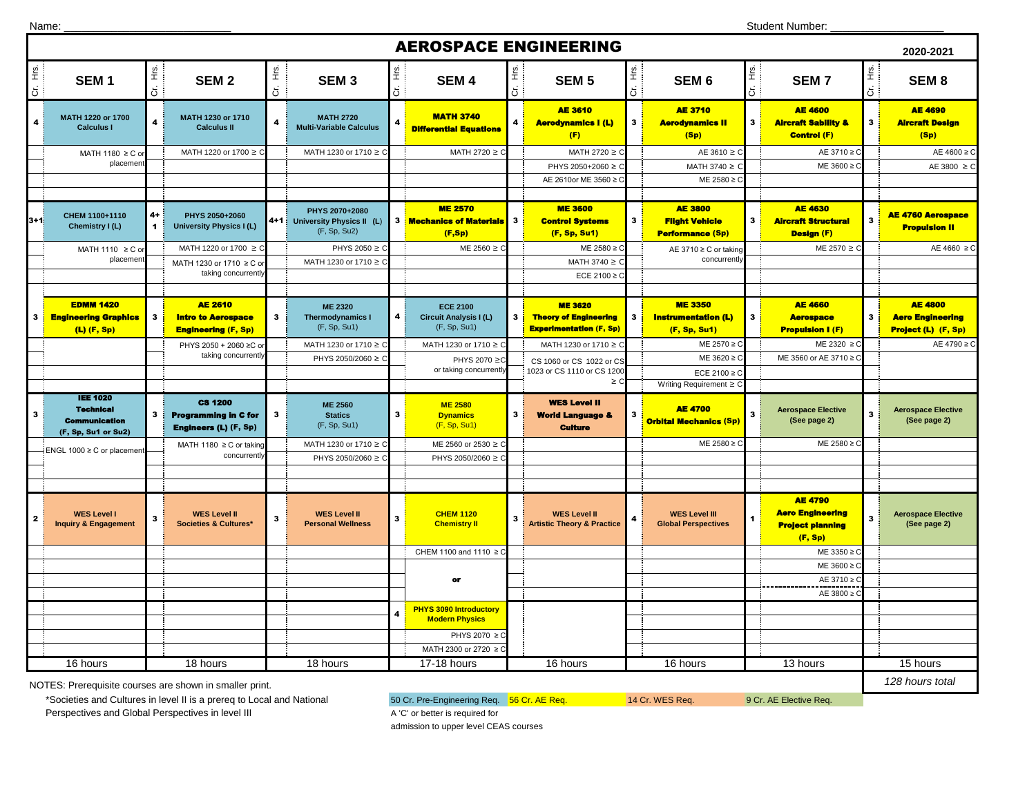Name: ___________________________ Student Number: ___________________

# AEROSPACE ENGINEERING

2020-2021

| Cr. Hrs. | SEM 1 | Cr. Hrs. | SEM 2 | Cr. Hrs. | SEM 3 | Cr. Hrs. | SEM 4 | Cr. Hrs. | SEM 5 | Cr. Hrs. | SEM 6 | Cr. Hrs. | SEM 7 | Cr. Hrs. | SEM 8 |
|---|---|---|---|---|---|---|---|---|---|---|---|---|---|---|---|
| 4 | **MATH 1220 or 1700 Calculus I** | 4 | **MATH 1230 or 1710 Calculus II** | 4 | **MATH 2720 Multi-Variable Calculus** | 4 | **MATH 3740 Differential Equations** | 4 | **AE 3610 Aerodynamics I (L) (F)** | 3 | **AE 3710 Aerodynamics II (Sp)** | 3 | **AE 4600 Aircraft Sability & Control (F)** | 3 | **AE 4690 Aircraft Design (Sp)** |
| | MATH 1180 ≥ C or placement | | MATH 1220 or 1700 ≥ C | | MATH 1230 or 1710 ≥ C | | MATH 2720 ≥ C | | MATH 2720 ≥ C | | AE 3610 ≥ C | | AE 3710 ≥ C | | AE 4600 ≥ C |
| | | | | | | | | | PHYS 2050+2060 ≥ C | | MATH 3740 ≥ C | | ME 3600 ≥ C | | AE 3800 ≥ C |
| | | | | | | | | | AE 2610or ME 3560 ≥ C | | ME 2580 ≥ C | | | | |
| 3+1 | **CHEM 1100+1110 Chemistry I (L)** | 4+1 | **PHYS 2050+2060 University Physics I (L)** | 4+1 | **PHYS 2070+2080 University Physics II (L)** (F, Sp, Su2) | 3 | **ME 2570 Mechanics of Materials (F,Sp)** | 3 | **ME 3600 Control Systems (F, Sp, Su1)** | 3 | **AE 3800 Flight Vehicle Performance (Sp)** | 3 | **AE 4630 Aircraft Structural Design (F)** | 3 | **AE 4760 Aerospace Propulsion II** |
| | MATH 1110 ≥ C or placement | | MATH 1220 or 1700 ≥ C | | PHYS 2050 ≥ C | | ME 2560 ≥ C | | ME 2580 ≥ C | | AE 3710 ≥ C or taking concurrently | | ME 2570 ≥ C | | AE 4660 ≥ C |
| | | | MATH 1230 or 1710 ≥ C or taking concurrently | | MATH 1230 or 1710 ≥ C | | | | MATH 3740 ≥ C | | | | | | |
| | | | | | | | | | ECE 2100 ≥ C | | | | | | |
| 3 | **EDMM 1420 Engineering Graphics (L) (F, Sp)** | 3 | **AE 2610 Intro to Aerospace Engineering (F, Sp)** | 3 | **ME 2320 Thermodynamics I** (F, Sp, Su1) | 4 | **ECE 2100 Circuit Analysis I (L)** (F, Sp, Su1) | 3 | **ME 3620 Theory of Engineering Experimentation (F, Sp)** | 3 | **ME 3350 Instrumentation (L) (F, Sp, Su1)** | 3 | **AE 4660 Aerospace Propulsion I (F)** | 3 | **AE 4800 Aero Engineering Project (L) (F, Sp)** |
| | | | PHYS 2050 + 2060 ≥C or taking concurrently | | MATH 1230 or 1710 ≥ C | | MATH 1230 or 1710 ≥ C | | MATH 1230 or 1710 ≥ C | | ME 2570 ≥ C | | ME 2320 ≥ C | | AE 4790 ≥ C |
| | | | | | PHYS 2050/2060 ≥ C | | PHYS 2070 ≥C or taking concurrently | | CS 1060 or CS 1022 or CS 1023 or CS 1110 or CS 1200 ≥ C | | ME 3620 ≥ C | | ME 3560 or AE 3710 ≥ C | | |
| | | | | | | | | | | | ECE 2100 ≥ C | | | | |
| | | | | | | | | | | | Writing Requirement ≥ C | | | | |
| 3 | **IEE 1020 Technical Communication (F, Sp, Su1 or Su2)** | 3 | **CS 1200 Programming in C for Engineers (L) (F, Sp)** | 3 | **ME 2560 Statics** (F, Sp, Su1) | 3 | **ME 2580 Dynamics** (F, Sp, Su1) | 3 | **WES Level II World Language & Culture** | 3 | **AE 4700 Orbital Mechanics (Sp)** | 3 | **Aerospace Elective (See page 2)** | 3 | **Aerospace Elective (See page 2)** |
| | ENGL 1000 ≥ C or placement | | MATH 1180 ≥ C or taking concurrently | | MATH 1230 or 1710 ≥ C | | ME 2560 or 2530 ≥ C | | | | ME 2580 ≥ C | | ME 2580 ≥ C | | |
| | | | | | PHYS 2050/2060 ≥ C | | PHYS 2050/2060 ≥ C | | | | | | | | |
| 2 | **WES Level I Inquiry & Engagement** | 3 | **WES Level II Societies & Cultures*** | 3 | **WES Level II Personal Wellness** | 3 | **CHEM 1120 Chemistry II** | 3 | **WES Level II Artistic Theory & Practice** | 4 | **WES Level III Global Perspectives** | 1 | **AE 4790 Aero Engineering Project planning (F, Sp)** | 3 | **Aerospace Elective (See page 2)** |
| | | | | | | | CHEM 1100 and 1110 ≥ C | | | | | | ME 3350 ≥ C | | |
| | | | | | | | | | | | | | ME 3600 ≥ C | | |
| | | | | | | | **or** | | | | | | AE 3710 ≥ C | | |
| | | | | | | | | | | | | | AE 3800 ≥ C | | |
| | | | | | | 4 | **PHYS 3090 Introductory Modern Physics** | | | | | | | | |
| | | | | | | | PHYS 2070 ≥ C | | | | | | | | |
| | | | | | | | MATH 2300 or 2720 ≥ C | | | | | | | | |
| | 16 hours | | 18 hours | | 18 hours | | 17-18 hours | | 16 hours | | 16 hours | | 13 hours | | 15 hours |

*128 hours total*

NOTES: Prerequisite courses are shown in smaller print.

*Societies and Cultures in level II is a prereq to Local and National Perspectives and Global Perspectives in level III

50 Cr. Pre-Engineering Req. | 56 Cr. AE Req. | 14 Cr. WES Req. | 9 Cr. AE Elective Req.

A 'C' or better is required for admission to upper level CEAS courses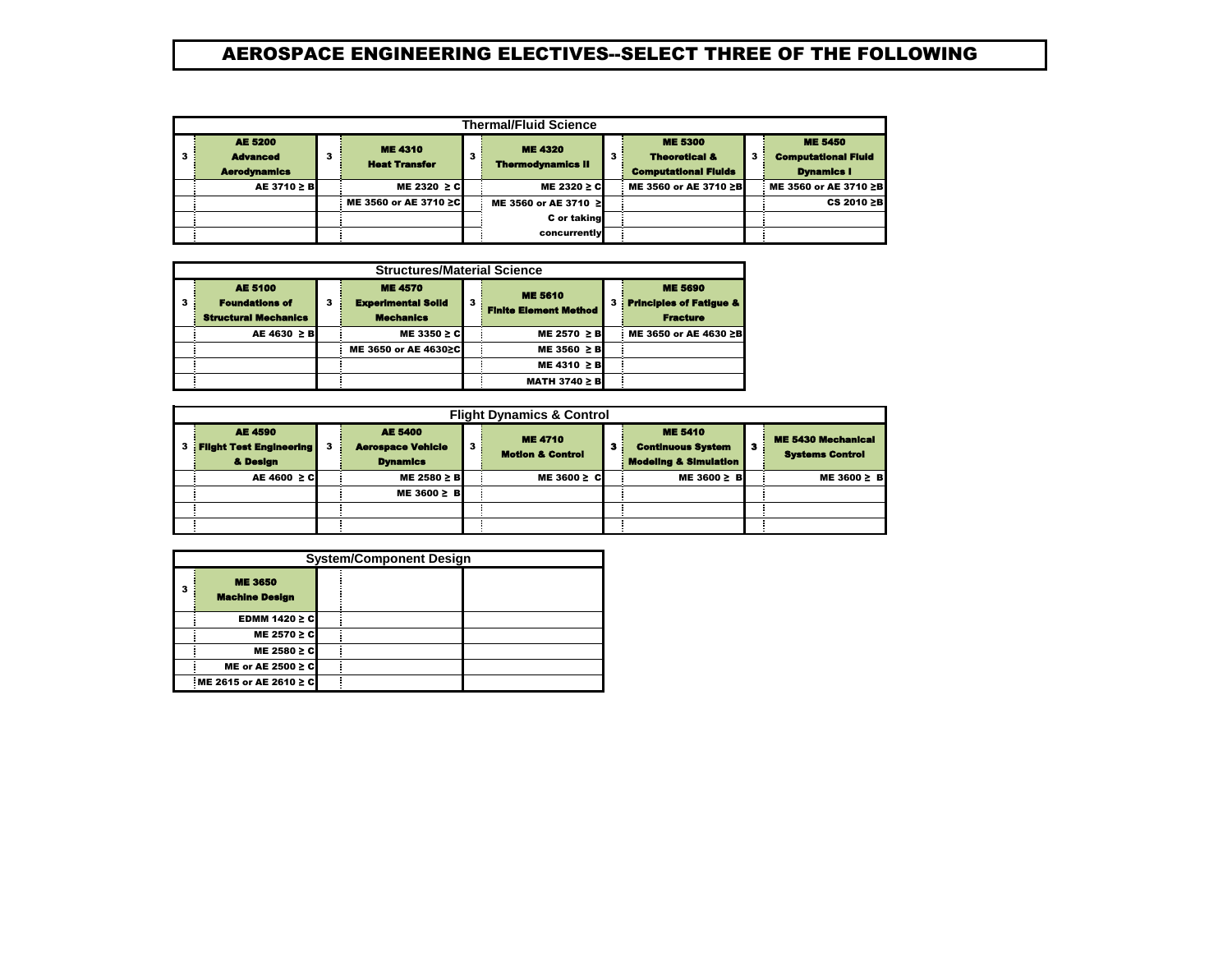# AEROSPACE ENGINEERING ELECTIVES--SELECT THREE OF THE FOLLOWING

| Thermal/Fluid Science | | | | | | | | | |
|---|---|---|---|---|---|---|---|---|---|
| 3 | **AE 5200 Advanced Aerodynamics** | 3 | **ME 4310 Heat Transfer** | 3 | **ME 4320 Thermodynamics II** | 3 | **ME 5300 Theoretical & Computational Fluids** | 3 | **ME 5450 Computational Fluid Dynamics I** |
| | AE 3710 ≥ B | | ME 2320 ≥ C | | ME 2320 ≥ C | | ME 3560 or AE 3710 ≥B | | ME 3560 or AE 3710 ≥B |
| | | | ME 3560 or AE 3710 ≥C | | ME 3560 or AE 3710 ≥ | | | | CS 2010 ≥B |
| | | | | | C or taking | | | | |
| | | | | | concurrently | | | | |

| Structures/Material Science | | | | | | | |
|---|---|---|---|---|---|---|---|
| 3 | **AE 5100 Foundations of Structural Mechanics** | 3 | **ME 4570 Experimental Solid Mechanics** | 3 | **ME 5610 Finite Element Method** | 3 | **ME 5690 Principles of Fatigue & Fracture** |
| | AE 4630 ≥ B | | ME 3350 ≥ C | | ME 2570 ≥ B | | ME 3650 or AE 4630 ≥B |
| | | | ME 3650 or AE 4630≥C | | ME 3560 ≥ B | | |
| | | | | | ME 4310 ≥ B | | |
| | | | | | MATH 3740 ≥ B | | |

| Flight Dynamics & Control | | | | | | | | | |
|---|---|---|---|---|---|---|---|---|---|
| 3 | **AE 4590 Flight Test Engineering & Design** | 3 | **AE 5400 Aerospace Vehicle Dynamics** | 3 | **ME 4710 Motion & Control** | 3 | **ME 5410 Continuous System Modeling & Simulation** | 3 | **ME 5430 Mechanical Systems Control** |
| | AE 4600 ≥ C | | ME 2580 ≥ B | | ME 3600 ≥ C | | ME 3600 ≥ B | | ME 3600 ≥ B |
| | | | ME 3600 ≥ B | | | | | | |
| | | | | | | | | | |
| | | | | | | | | | |

| System/Component Design | | | |
|---|---|---|---|
| 3 | **ME 3650 Machine Design** | | |
| | EDMM 1420 ≥ C | | |
| | ME 2570 ≥ C | | |
| | ME 2580 ≥ C | | |
| | ME or AE 2500 ≥ C | | |
| | ME 2615 or AE 2610 ≥ C | | |